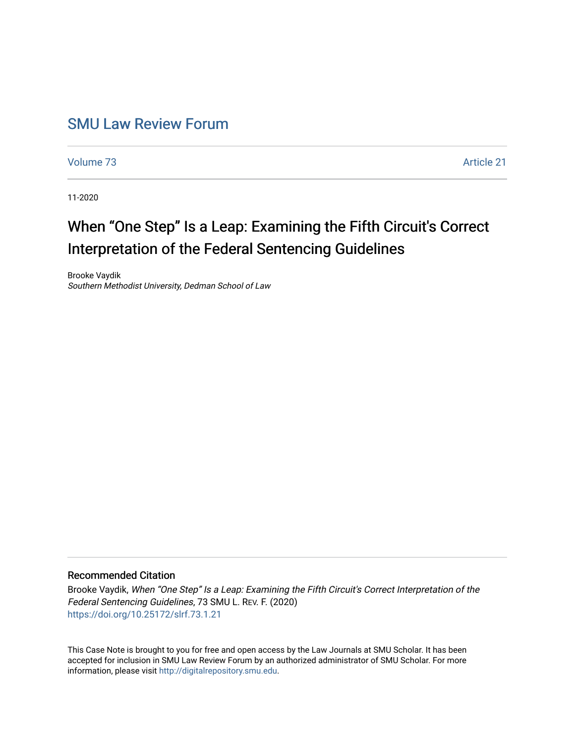# SMU Law Review Forum

Volume 73 | Article 21

11-2020

## When "One Step" Is a Leap: Examining the Fifth Circuit's Correct Interpretation of the Federal Sentencing Guidelines

Brooke Vaydik
*Southern Methodist University, Dedman School of Law*

### Recommended Citation

Brooke Vaydik, *When "One Step" Is a Leap: Examining the Fifth Circuit's Correct Interpretation of the Federal Sentencing Guidelines*, 73 SMU L. REV. F. (2020)
https://doi.org/10.25172/slrf.73.1.21

This Case Note is brought to you for free and open access by the Law Journals at SMU Scholar. It has been accepted for inclusion in SMU Law Review Forum by an authorized administrator of SMU Scholar. For more information, please visit http://digitalrepository.smu.edu.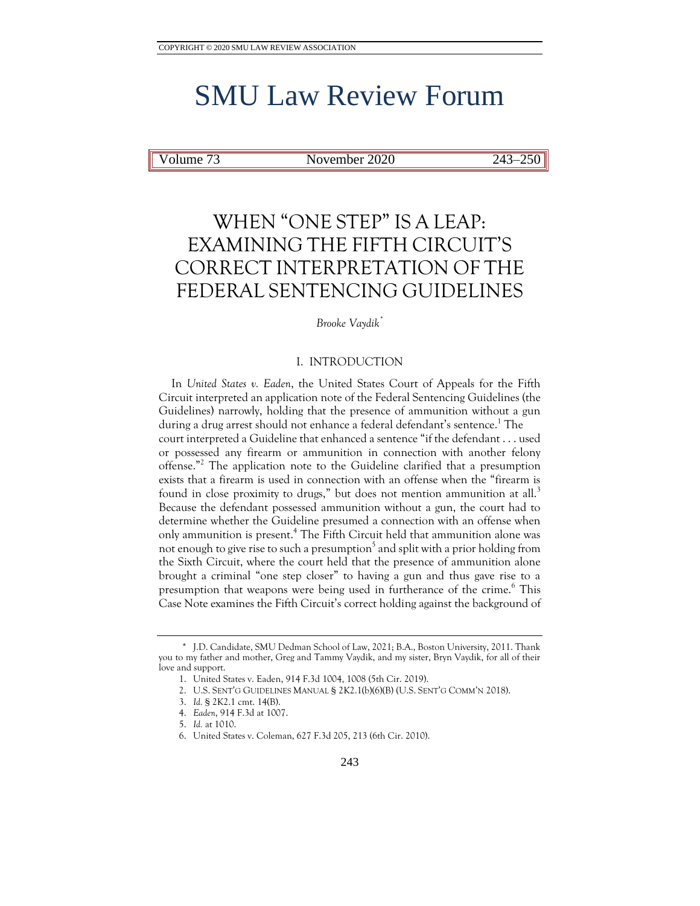COPYRIGHT © 2020 SMU LAW REVIEW ASSOCIATION

# SMU Law Review Forum

# WHEN "ONE STEP" IS A LEAP: EXAMINING THE FIFTH CIRCUIT'S CORRECT INTERPRETATION OF THE FEDERAL SENTENCING GUIDELINES

*Brooke Vaydik*[*]

## I. INTRODUCTION

In *United States v. Eaden*, the United States Court of Appeals for the Fifth Circuit interpreted an application note of the Federal Sentencing Guidelines (the Guidelines) narrowly, holding that the presence of ammunition without a gun during a drug arrest should not enhance a federal defendant's sentence.[1] The court interpreted a Guideline that enhanced a sentence "if the defendant . . . used or possessed any firearm or ammunition in connection with another felony offense."[2] The application note to the Guideline clarified that a presumption exists that a firearm is used in connection with an offense when the "firearm is found in close proximity to drugs," but does not mention ammunition at all.[3] Because the defendant possessed ammunition without a gun, the court had to determine whether the Guideline presumed a connection with an offense when only ammunition is present.[4] The Fifth Circuit held that ammunition alone was not enough to give rise to such a presumption[5] and split with a prior holding from the Sixth Circuit, where the court held that the presence of ammunition alone brought a criminal "one step closer" to having a gun and thus gave rise to a presumption that weapons were being used in furtherance of the crime.[6] This Case Note examines the Fifth Circuit's correct holding against the background of

---

\* J.D. Candidate, SMU Dedman School of Law, 2021; B.A., Boston University, 2011. Thank you to my father and mother, Greg and Tammy Vaydik, and my sister, Bryn Vaydik, for all of their love and support.

1. United States v. Eaden, 914 F.3d 1004, 1008 (5th Cir. 2019).
2. U.S. SENT'G GUIDELINES MANUAL § 2K2.1(b)(6)(B) (U.S. SENT'G COMM'N 2018).
3. *Id.* § 2K2.1 cmt. 14(B).
4. *Eaden*, 914 F.3d at 1007.
5. *Id.* at 1010.
6. United States v. Coleman, 627 F.3d 205, 213 (6th Cir. 2010).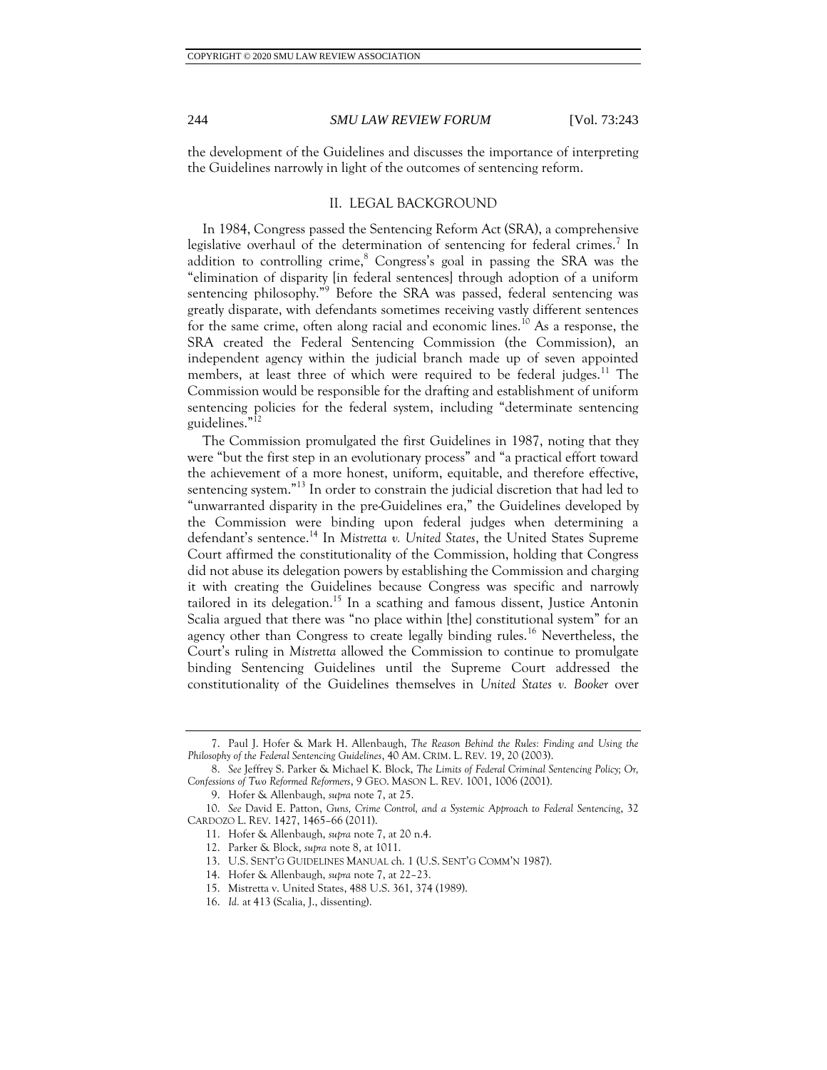the development of the Guidelines and discusses the importance of interpreting the Guidelines narrowly in light of the outcomes of sentencing reform.

## II. LEGAL BACKGROUND

In 1984, Congress passed the Sentencing Reform Act (SRA), a comprehensive legislative overhaul of the determination of sentencing for federal crimes.[7] In addition to controlling crime,[8] Congress's goal in passing the SRA was the "elimination of disparity [in federal sentences] through adoption of a uniform sentencing philosophy."[9] Before the SRA was passed, federal sentencing was greatly disparate, with defendants sometimes receiving vastly different sentences for the same crime, often along racial and economic lines.[10] As a response, the SRA created the Federal Sentencing Commission (the Commission), an independent agency within the judicial branch made up of seven appointed members, at least three of which were required to be federal judges.[11] The Commission would be responsible for the drafting and establishment of uniform sentencing policies for the federal system, including "determinate sentencing guidelines."[12]

The Commission promulgated the first Guidelines in 1987, noting that they were "but the first step in an evolutionary process" and "a practical effort toward the achievement of a more honest, uniform, equitable, and therefore effective, sentencing system."[13] In order to constrain the judicial discretion that had led to "unwarranted disparity in the pre-Guidelines era," the Guidelines developed by the Commission were binding upon federal judges when determining a defendant's sentence.[14] In *Mistretta v. United States*, the United States Supreme Court affirmed the constitutionality of the Commission, holding that Congress did not abuse its delegation powers by establishing the Commission and charging it with creating the Guidelines because Congress was specific and narrowly tailored in its delegation.[15] In a scathing and famous dissent, Justice Antonin Scalia argued that there was "no place within [the] constitutional system" for an agency other than Congress to create legally binding rules.[16] Nevertheless, the Court's ruling in *Mistretta* allowed the Commission to continue to promulgate binding Sentencing Guidelines until the Supreme Court addressed the constitutionality of the Guidelines themselves in *United States v. Booker* over

---

7. Paul J. Hofer & Mark H. Allenbaugh, *The Reason Behind the Rules: Finding and Using the Philosophy of the Federal Sentencing Guidelines*, 40 AM. CRIM. L. REV. 19, 20 (2003).

8. *See* Jeffrey S. Parker & Michael K. Block, *The Limits of Federal Criminal Sentencing Policy; Or, Confessions of Two Reformed Reformers*, 9 GEO. MASON L. REV. 1001, 1006 (2001).

9. Hofer & Allenbaugh, *supra* note 7, at 25.

10. *See* David E. Patton, *Guns, Crime Control, and a Systemic Approach to Federal Sentencing*, 32 CARDOZO L. REV. 1427, 1465–66 (2011).

11. Hofer & Allenbaugh, *supra* note 7, at 20 n.4.

12. Parker & Block, *supra* note 8, at 1011.

13. U.S. SENT'G GUIDELINES MANUAL ch. 1 (U.S. SENT'G COMM'N 1987).

14. Hofer & Allenbaugh, *supra* note 7, at 22–23.

15. Mistretta v. United States, 488 U.S. 361, 374 (1989).

16. *Id.* at 413 (Scalia, J., dissenting).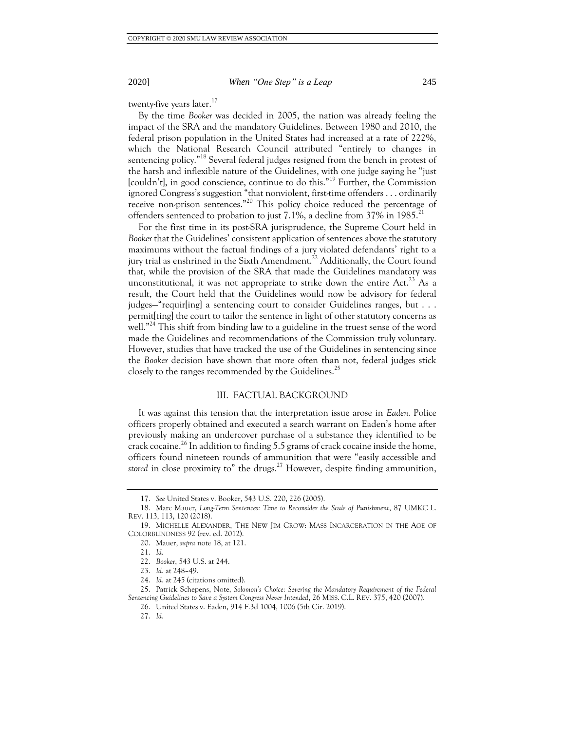twenty-five years later.[17]

By the time *Booker* was decided in 2005, the nation was already feeling the impact of the SRA and the mandatory Guidelines. Between 1980 and 2010, the federal prison population in the United States had increased at a rate of 222%, which the National Research Council attributed "entirely to changes in sentencing policy."[18] Several federal judges resigned from the bench in protest of the harsh and inflexible nature of the Guidelines, with one judge saying he "just [couldn't], in good conscience, continue to do this."[19] Further, the Commission ignored Congress's suggestion "that nonviolent, first-time offenders . . . ordinarily receive non-prison sentences."[20] This policy choice reduced the percentage of offenders sentenced to probation to just 7.1%, a decline from 37% in 1985.[21]

For the first time in its post-SRA jurisprudence, the Supreme Court held in *Booker* that the Guidelines' consistent application of sentences above the statutory maximums without the factual findings of a jury violated defendants' right to a jury trial as enshrined in the Sixth Amendment.[22] Additionally, the Court found that, while the provision of the SRA that made the Guidelines mandatory was unconstitutional, it was not appropriate to strike down the entire Act.[23] As a result, the Court held that the Guidelines would now be advisory for federal judges—"requir[ing] a sentencing court to consider Guidelines ranges, but . . . permit[ting] the court to tailor the sentence in light of other statutory concerns as well."[24] This shift from binding law to a guideline in the truest sense of the word made the Guidelines and recommendations of the Commission truly voluntary. However, studies that have tracked the use of the Guidelines in sentencing since the *Booker* decision have shown that more often than not, federal judges stick closely to the ranges recommended by the Guidelines.[25]

## III. FACTUAL BACKGROUND

It was against this tension that the interpretation issue arose in *Eaden.* Police officers properly obtained and executed a search warrant on Eaden's home after previously making an undercover purchase of a substance they identified to be crack cocaine.[26] In addition to finding 5.5 grams of crack cocaine inside the home, officers found nineteen rounds of ammunition that were "easily accessible and *stored* in close proximity to" the drugs.[27] However, despite finding ammunition,

---

17. *See* United States v. Booker, 543 U.S. 220, 226 (2005).

18. Marc Mauer, *Long-Term Sentences: Time to Reconsider the Scale of Punishment*, 87 UMKC L. REV. 113, 113, 120 (2018).

19. MICHELLE ALEXANDER, THE NEW JIM CROW: MASS INCARCERATION IN THE AGE OF COLORBLINDNESS 92 (rev. ed. 2012).

20. Mauer, *supra* note 18, at 121.

21. *Id.*

22. *Booker*, 543 U.S. at 244.

23. *Id.* at 248–49.

24. *Id.* at 245 (citations omitted).

25. Patrick Schepens, Note, *Solomon's Choice: Severing the Mandatory Requirement of the Federal Sentencing Guidelines to Save a System Congress Never Intended*, 26 MISS. C.L. REV. 375, 420 (2007).

26. United States v. Eaden, 914 F.3d 1004, 1006 (5th Cir. 2019).

27. *Id.*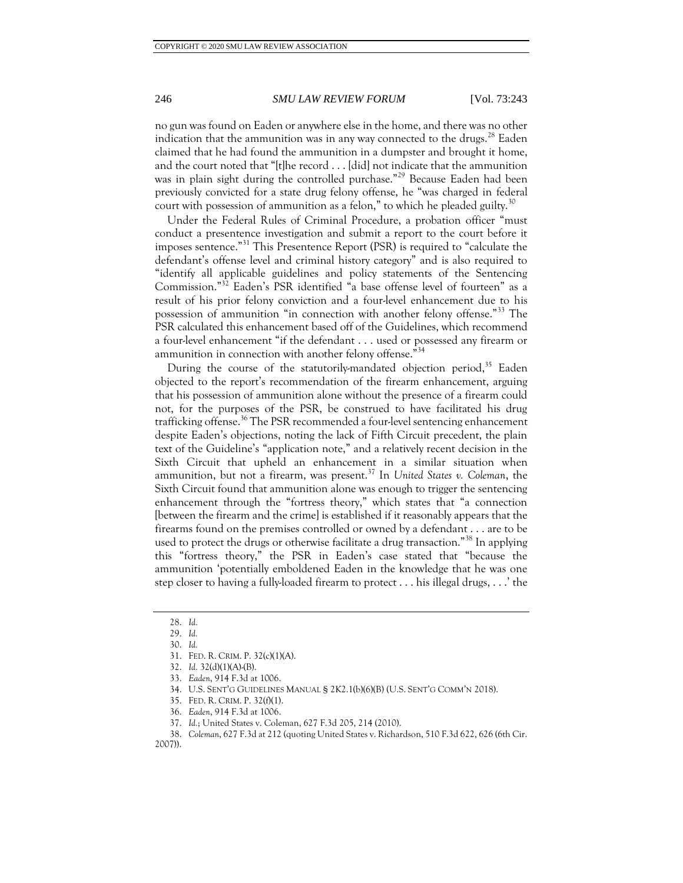no gun was found on Eaden or anywhere else in the home, and there was no other indication that the ammunition was in any way connected to the drugs.[28] Eaden claimed that he had found the ammunition in a dumpster and brought it home, and the court noted that "[t]he record . . . [did] not indicate that the ammunition was in plain sight during the controlled purchase."[29] Because Eaden had been previously convicted for a state drug felony offense, he "was charged in federal court with possession of ammunition as a felon," to which he pleaded guilty.[30]

Under the Federal Rules of Criminal Procedure, a probation officer "must conduct a presentence investigation and submit a report to the court before it imposes sentence."[31] This Presentence Report (PSR) is required to "calculate the defendant's offense level and criminal history category" and is also required to "identify all applicable guidelines and policy statements of the Sentencing Commission."[32] Eaden's PSR identified "a base offense level of fourteen" as a result of his prior felony conviction and a four-level enhancement due to his possession of ammunition "in connection with another felony offense."[33] The PSR calculated this enhancement based off of the Guidelines, which recommend a four-level enhancement "if the defendant . . . used or possessed any firearm or ammunition in connection with another felony offense."[34]

During the course of the statutorily-mandated objection period,[35] Eaden objected to the report's recommendation of the firearm enhancement, arguing that his possession of ammunition alone without the presence of a firearm could not, for the purposes of the PSR, be construed to have facilitated his drug trafficking offense.[36] The PSR recommended a four-level sentencing enhancement despite Eaden's objections, noting the lack of Fifth Circuit precedent, the plain text of the Guideline's "application note," and a relatively recent decision in the Sixth Circuit that upheld an enhancement in a similar situation when ammunition, but not a firearm, was present.[37] In *United States v. Coleman*, the Sixth Circuit found that ammunition alone was enough to trigger the sentencing enhancement through the "fortress theory," which states that "a connection [between the firearm and the crime] is established if it reasonably appears that the firearms found on the premises controlled or owned by a defendant . . . are to be used to protect the drugs or otherwise facilitate a drug transaction."[38] In applying this "fortress theory," the PSR in Eaden's case stated that "because the ammunition 'potentially emboldened Eaden in the knowledge that he was one step closer to having a fully-loaded firearm to protect . . . his illegal drugs, . . .' the

---

28. *Id.*
29. *Id.*
30. *Id.*
31. FED. R. CRIM. P. 32(c)(1)(A).
32. *Id.* 32(d)(1)(A)-(B).
33. *Eaden*, 914 F.3d at 1006.
34. U.S. SENT'G GUIDELINES MANUAL § 2K2.1(b)(6)(B) (U.S. SENT'G COMM'N 2018).
35. FED. R. CRIM. P. 32(f)(1).
36. *Eaden*, 914 F.3d at 1006.
37. *Id.*; United States v. Coleman, 627 F.3d 205, 214 (2010).
38. *Coleman*, 627 F.3d at 212 (quoting United States v. Richardson, 510 F.3d 622, 626 (6th Cir. 2007)).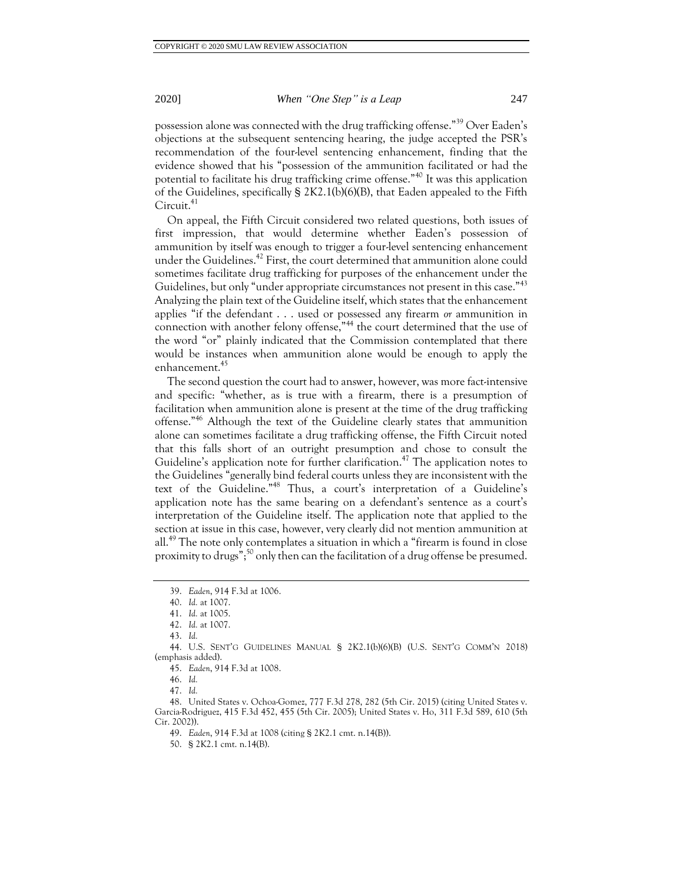possession alone was connected with the drug trafficking offense."[39] Over Eaden's objections at the subsequent sentencing hearing, the judge accepted the PSR's recommendation of the four-level sentencing enhancement, finding that the evidence showed that his "possession of the ammunition facilitated or had the potential to facilitate his drug trafficking crime offense."[40] It was this application of the Guidelines, specifically § 2K2.1(b)(6)(B), that Eaden appealed to the Fifth Circuit.[41]

On appeal, the Fifth Circuit considered two related questions, both issues of first impression, that would determine whether Eaden's possession of ammunition by itself was enough to trigger a four-level sentencing enhancement under the Guidelines.[42] First, the court determined that ammunition alone could sometimes facilitate drug trafficking for purposes of the enhancement under the Guidelines, but only "under appropriate circumstances not present in this case."[43] Analyzing the plain text of the Guideline itself, which states that the enhancement applies "if the defendant . . . used or possessed any firearm *or* ammunition in connection with another felony offense,"[44] the court determined that the use of the word "or" plainly indicated that the Commission contemplated that there would be instances when ammunition alone would be enough to apply the enhancement.[45]

The second question the court had to answer, however, was more fact-intensive and specific: "whether, as is true with a firearm, there is a presumption of facilitation when ammunition alone is present at the time of the drug trafficking offense."[46] Although the text of the Guideline clearly states that ammunition alone can sometimes facilitate a drug trafficking offense, the Fifth Circuit noted that this falls short of an outright presumption and chose to consult the Guideline's application note for further clarification.[47] The application notes to the Guidelines "generally bind federal courts unless they are inconsistent with the text of the Guideline."[48] Thus, a court's interpretation of a Guideline's application note has the same bearing on a defendant's sentence as a court's interpretation of the Guideline itself. The application note that applied to the section at issue in this case, however, very clearly did not mention ammunition at all.[49] The note only contemplates a situation in which a "firearm is found in close proximity to drugs";[50] only then can the facilitation of a drug offense be presumed.

39. *Eaden*, 914 F.3d at 1006.

40. *Id.* at 1007.

41. *Id.* at 1005.

42. *Id.* at 1007.

43. *Id.*

44. U.S. SENT'G GUIDELINES MANUAL § 2K2.1(b)(6)(B) (U.S. SENT'G COMM'N 2018) (emphasis added).

45. *Eaden*, 914 F.3d at 1008.

46. *Id.*

47. *Id.*

48. United States v. Ochoa-Gomez, 777 F.3d 278, 282 (5th Cir. 2015) (citing United States v. Garcia-Rodriguez, 415 F.3d 452, 455 (5th Cir. 2005); United States v. Ho, 311 F.3d 589, 610 (5th Cir. 2002)).

49. *Eaden*, 914 F.3d at 1008 (citing § 2K2.1 cmt. n.14(B)).

50. § 2K2.1 cmt. n.14(B).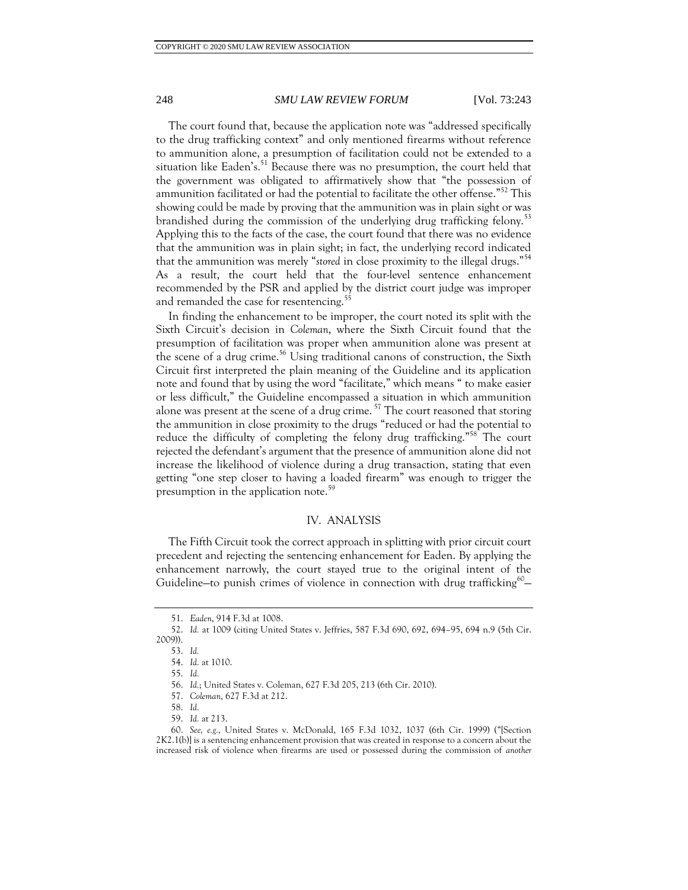The court found that, because the application note was "addressed specifically to the drug trafficking context" and only mentioned firearms without reference to ammunition alone, a presumption of facilitation could not be extended to a situation like Eaden's.[51] Because there was no presumption, the court held that the government was obligated to affirmatively show that "the possession of ammunition facilitated or had the potential to facilitate the other offense."[52] This showing could be made by proving that the ammunition was in plain sight or was brandished during the commission of the underlying drug trafficking felony.[53] Applying this to the facts of the case, the court found that there was no evidence that the ammunition was in plain sight; in fact, the underlying record indicated that the ammunition was merely "*stored* in close proximity to the illegal drugs."[54] As a result, the court held that the four-level sentence enhancement recommended by the PSR and applied by the district court judge was improper and remanded the case for resentencing.[55]

In finding the enhancement to be improper, the court noted its split with the Sixth Circuit's decision in *Coleman*, where the Sixth Circuit found that the presumption of facilitation was proper when ammunition alone was present at the scene of a drug crime.[56] Using traditional canons of construction, the Sixth Circuit first interpreted the plain meaning of the Guideline and its application note and found that by using the word "facilitate," which means " to make easier or less difficult," the Guideline encompassed a situation in which ammunition alone was present at the scene of a drug crime.[57] The court reasoned that storing the ammunition in close proximity to the drugs "reduced or had the potential to reduce the difficulty of completing the felony drug trafficking."[58] The court rejected the defendant's argument that the presence of ammunition alone did not increase the likelihood of violence during a drug transaction, stating that even getting "one step closer to having a loaded firearm" was enough to trigger the presumption in the application note.[59]

## IV. ANALYSIS

The Fifth Circuit took the correct approach in splitting with prior circuit court precedent and rejecting the sentencing enhancement for Eaden. By applying the enhancement narrowly, the court stayed true to the original intent of the Guideline—to punish crimes of violence in connection with drug trafficking[60]—

---

51. *Eaden*, 914 F.3d at 1008.

52. *Id.* at 1009 (citing United States v. Jeffries, 587 F.3d 690, 692, 694–95, 694 n.9 (5th Cir. 2009)).

53. *Id.*

54. *Id.* at 1010.

55. *Id.*

56. *Id.*; United States v. Coleman, 627 F.3d 205, 213 (6th Cir. 2010).

57. *Coleman*, 627 F.3d at 212.

58. *Id.*

59. *Id.* at 213.

60. *See, e.g.*, United States v. McDonald, 165 F.3d 1032, 1037 (6th Cir. 1999) ("[Section 2K2.1(b)] is a sentencing enhancement provision that was created in response to a concern about the increased risk of violence when firearms are used or possessed during the commission of *another*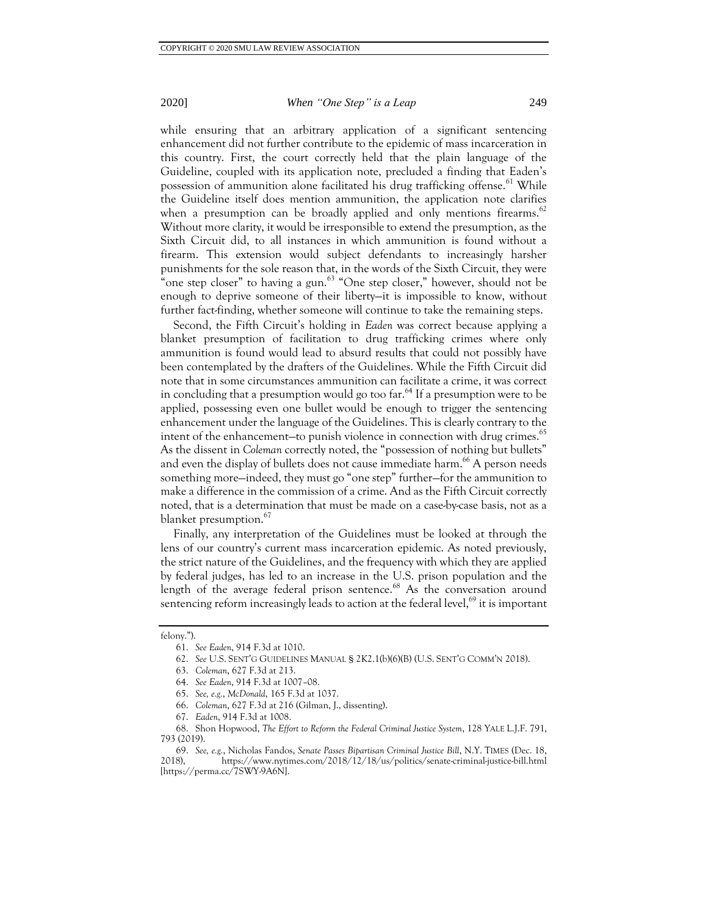while ensuring that an arbitrary application of a significant sentencing enhancement did not further contribute to the epidemic of mass incarceration in this country. First, the court correctly held that the plain language of the Guideline, coupled with its application note, precluded a finding that Eaden's possession of ammunition alone facilitated his drug trafficking offense.[61] While the Guideline itself does mention ammunition, the application note clarifies when a presumption can be broadly applied and only mentions firearms.[62] Without more clarity, it would be irresponsible to extend the presumption, as the Sixth Circuit did, to all instances in which ammunition is found without a firearm. This extension would subject defendants to increasingly harsher punishments for the sole reason that, in the words of the Sixth Circuit, they were "one step closer" to having a gun.[63] "One step closer," however, should not be enough to deprive someone of their liberty—it is impossible to know, without further fact-finding, whether someone will continue to take the remaining steps.

Second, the Fifth Circuit's holding in *Eaden* was correct because applying a blanket presumption of facilitation to drug trafficking crimes where only ammunition is found would lead to absurd results that could not possibly have been contemplated by the drafters of the Guidelines. While the Fifth Circuit did note that in some circumstances ammunition can facilitate a crime, it was correct in concluding that a presumption would go too far.[64] If a presumption were to be applied, possessing even one bullet would be enough to trigger the sentencing enhancement under the language of the Guidelines. This is clearly contrary to the intent of the enhancement—to punish violence in connection with drug crimes.[65] As the dissent in *Coleman* correctly noted, the "possession of nothing but bullets" and even the display of bullets does not cause immediate harm.[66] A person needs something more—indeed, they must go "one step" further—for the ammunition to make a difference in the commission of a crime. And as the Fifth Circuit correctly noted, that is a determination that must be made on a case-by-case basis, not as a blanket presumption.[67]

Finally, any interpretation of the Guidelines must be looked at through the lens of our country's current mass incarceration epidemic. As noted previously, the strict nature of the Guidelines, and the frequency with which they are applied by federal judges, has led to an increase in the U.S. prison population and the length of the average federal prison sentence.[68] As the conversation around sentencing reform increasingly leads to action at the federal level,[69] it is important

felony.").

61. *See Eaden*, 914 F.3d at 1010.

62. *See* U.S. SENT'G GUIDELINES MANUAL § 2K2.1(b)(6)(B) (U.S. SENT'G COMM'N 2018).

63. *Coleman*, 627 F.3d at 213.

64. *See Eaden*, 914 F.3d at 1007–08.

65. *See, e.g.*, *McDonald*, 165 F.3d at 1037.

66. *Coleman*, 627 F.3d at 216 (Gilman, J., dissenting).

67. *Eaden*, 914 F.3d at 1008.

68. Shon Hopwood, *The Effort to Reform the Federal Criminal Justice System*, 128 YALE L.J.F. 791, 793 (2019).

69. *See, e.g.*, Nicholas Fandos, *Senate Passes Bipartisan Criminal Justice Bill*, N.Y. TIMES (Dec. 18, 2018), https://www.nytimes.com/2018/12/18/us/politics/senate-criminal-justice-bill.html [https://perma.cc/7SWY-9A6N].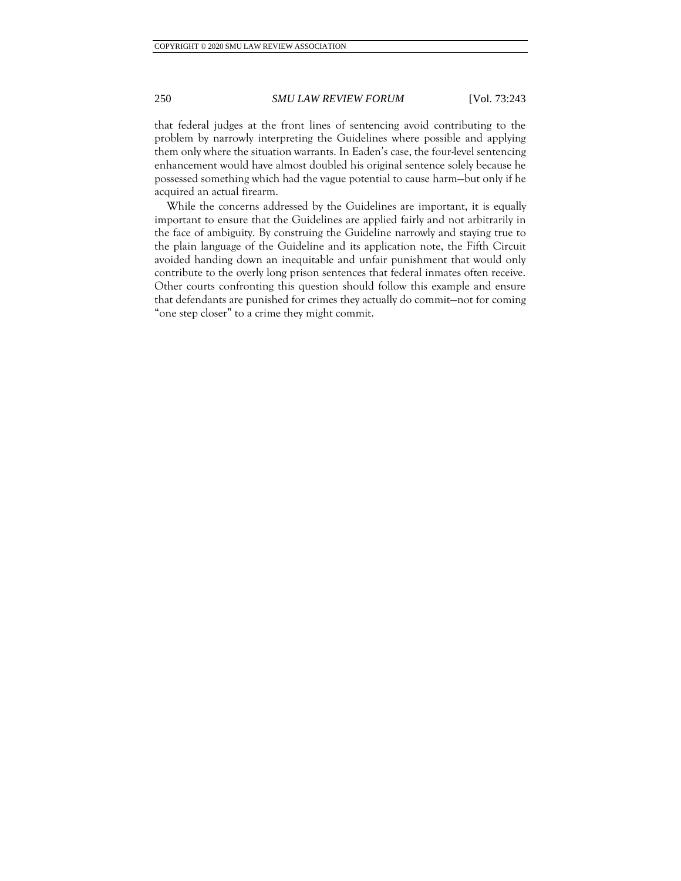that federal judges at the front lines of sentencing avoid contributing to the problem by narrowly interpreting the Guidelines where possible and applying them only where the situation warrants. In Eaden's case, the four-level sentencing enhancement would have almost doubled his original sentence solely because he possessed something which had the vague potential to cause harm—but only if he acquired an actual firearm.

While the concerns addressed by the Guidelines are important, it is equally important to ensure that the Guidelines are applied fairly and not arbitrarily in the face of ambiguity. By construing the Guideline narrowly and staying true to the plain language of the Guideline and its application note, the Fifth Circuit avoided handing down an inequitable and unfair punishment that would only contribute to the overly long prison sentences that federal inmates often receive. Other courts confronting this question should follow this example and ensure that defendants are punished for crimes they actually do commit—not for coming "one step closer" to a crime they might commit.